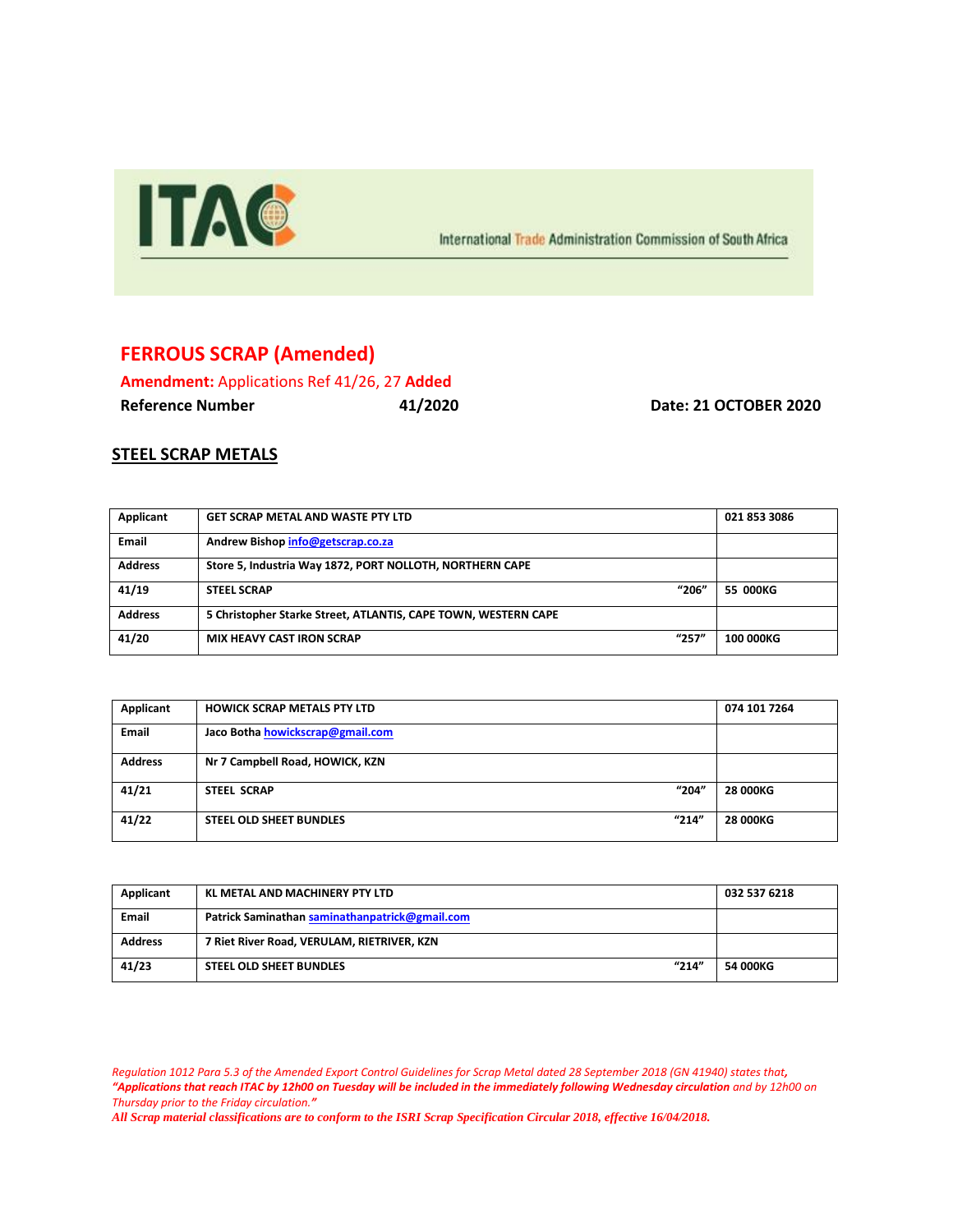ITAC

International Trade Administration Commission of South Africa

# FERROUS SCRAP (Amended)

**Amendment:** Applications Ref 41/26, 27 **Added**

**Reference Number** **41/2020** **Date: 21 OCTOBER 2020**

## STEEL SCRAP METALS

| Applicant | GET SCRAP METAL AND WASTE PTY LTD | | 021 853 3086 |
|---|---|---|---|
| Email | Andrew Bishop info@getscrap.co.za | | |
| Address | Store 5, Industria Way 1872, PORT NOLLOTH, NORTHERN CAPE | | |
| 41/19 | STEEL SCRAP | "206" | 55 000KG |
| Address | 5 Christopher Starke Street, ATLANTIS, CAPE TOWN, WESTERN CAPE | | |
| 41/20 | MIX HEAVY CAST IRON SCRAP | "257" | 100 000KG |

| Applicant | HOWICK SCRAP METALS PTY LTD | | 074 101 7264 |
|---|---|---|---|
| Email | Jaco Botha howickscrap@gmail.com | | |
| Address | Nr 7 Campbell Road, HOWICK, KZN | | |
| 41/21 | STEEL SCRAP | "204" | 28 000KG |
| 41/22 | STEEL OLD SHEET BUNDLES | "214" | 28 000KG |

| Applicant | KL METAL AND MACHINERY PTY LTD | | 032 537 6218 |
|---|---|---|---|
| Email | Patrick Saminathan saminathanpatrick@gmail.com | | |
| Address | 7 Riet River Road, VERULAM, RIETRIVER, KZN | | |
| 41/23 | STEEL OLD SHEET BUNDLES | "214" | 54 000KG |

*Regulation 1012 Para 5.3 of the Amended Export Control Guidelines for Scrap Metal dated 28 September 2018 (GN 41940) states that,* ***"Applications that reach ITAC by 12h00 on Tuesday will be included in the immediately following Wednesday circulation*** *and by 12h00 on Thursday prior to the Friday circulation."*

***All Scrap material classifications are to conform to the ISRI Scrap Specification Circular 2018, effective 16/04/2018.***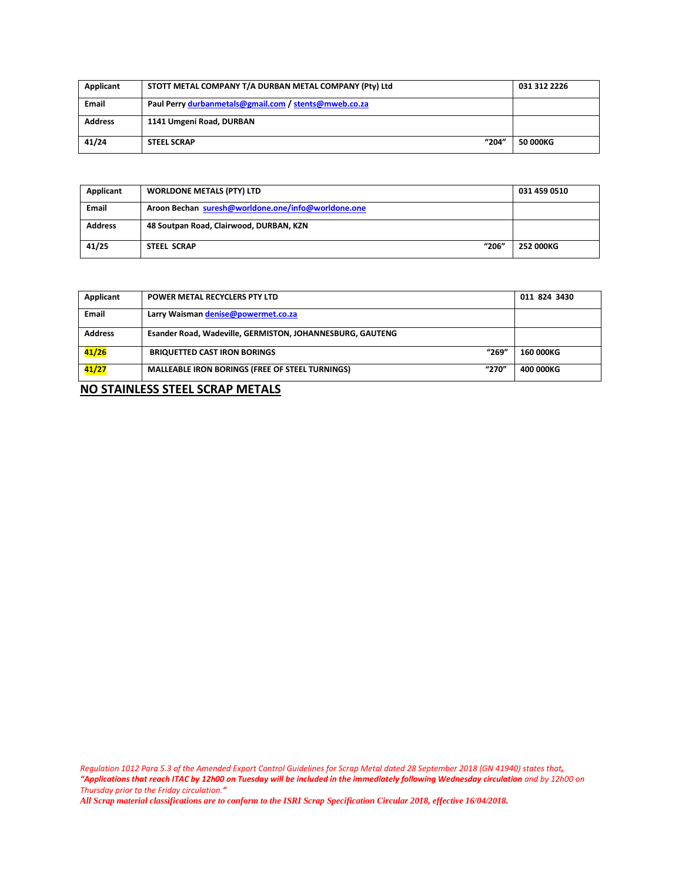| | | |
|---|---|---|
| **Applicant** | **STOTT METAL COMPANY T/A DURBAN METAL COMPANY (Pty) Ltd** | **031 312 2226** |
| **Email** | **Paul Perry durbanmetals@gmail.com / stents@mweb.co.za** | |
| **Address** | **1141 Umgeni Road, DURBAN** | |
| **41/24** | **STEEL SCRAP "204"** | **50 000KG** |

| | | |
|---|---|---|
| **Applicant** | **WORLDONE METALS (PTY) LTD** | **031 459 0510** |
| **Email** | **Aroon Bechan suresh@worldone.one/info@worldone.one** | |
| **Address** | **48 Soutpan Road, Clairwood, DURBAN, KZN** | |
| **41/25** | **STEEL SCRAP "206"** | **252 000KG** |

| | | |
|---|---|---|
| **Applicant** | **POWER METAL RECYCLERS PTY LTD** | **011 824 3430** |
| **Email** | **Larry Waisman denise@powermet.co.za** | |
| **Address** | **Esander Road, Wadeville, GERMISTON, JOHANNESBURG, GAUTENG** | |
| **41/26** | **BRIQUETTED CAST IRON BORINGS "269"** | **160 000KG** |
| **41/27** | **MALLEABLE IRON BORINGS (FREE OF STEEL TURNINGS) "270"** | **400 000KG** |

**NO STAINLESS STEEL SCRAP METALS**

*Regulation 1012 Para 5.3 of the Amended Export Control Guidelines for Scrap Metal dated 28 September 2018 (GN 41940) states that, **"Applications that reach ITAC by 12h00 on Tuesday will be included in the immediately following Wednesday circulation** and by 12h00 on Thursday prior to the Friday circulation."*

***All Scrap material classifications are to conform to the ISRI Scrap Specification Circular 2018, effective 16/04/2018.***